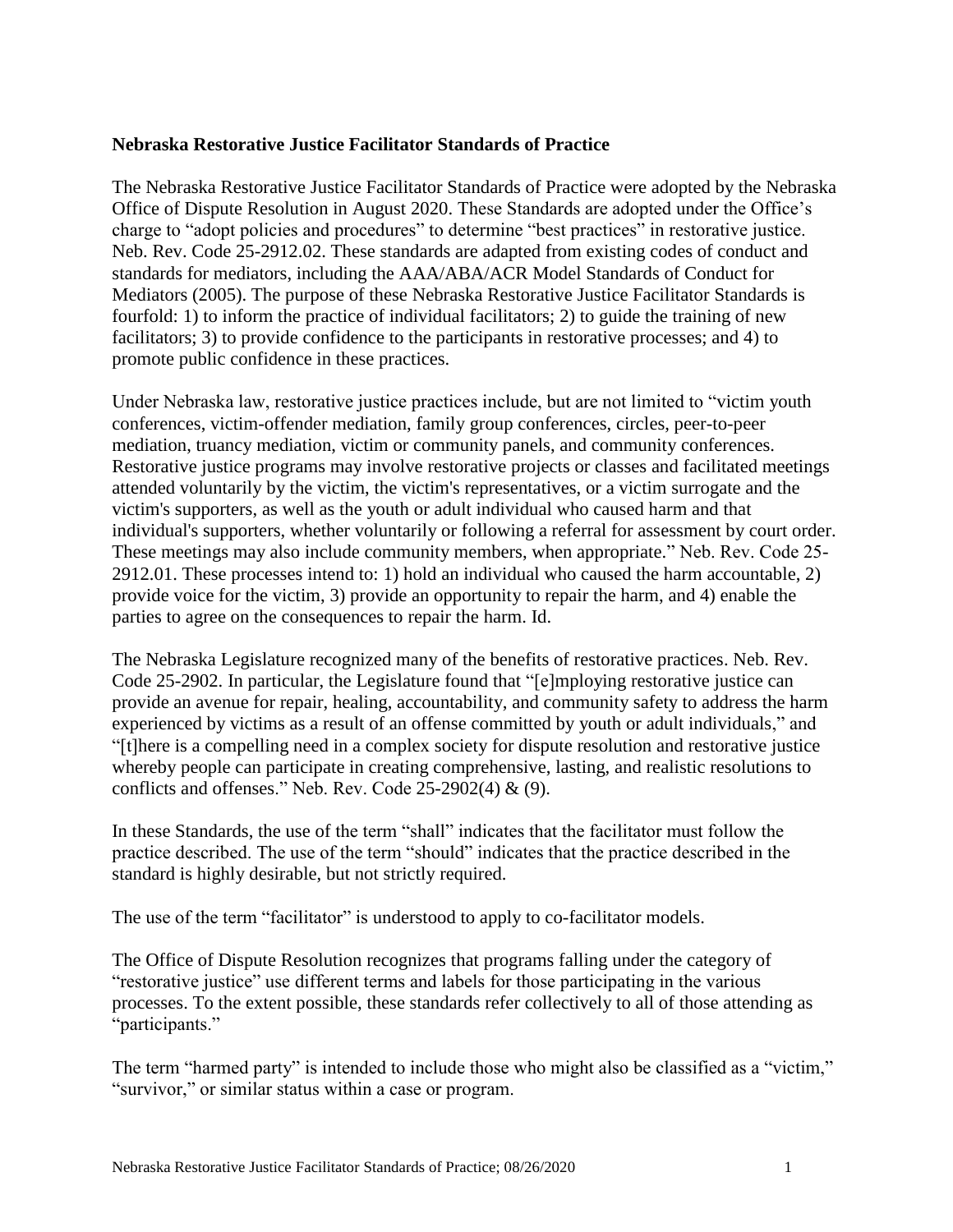**Nebraska Restorative Justice Facilitator Standards of Practice**

The Nebraska Restorative Justice Facilitator Standards of Practice were adopted by the Nebraska Office of Dispute Resolution in August 2020. These Standards are adopted under the Office's charge to "adopt policies and procedures" to determine "best practices" in restorative justice. Neb. Rev. Code 25-2912.02. These standards are adapted from existing codes of conduct and standards for mediators, including the AAA/ABA/ACR Model Standards of Conduct for Mediators (2005). The purpose of these Nebraska Restorative Justice Facilitator Standards is fourfold: 1) to inform the practice of individual facilitators; 2) to guide the training of new facilitators; 3) to provide confidence to the participants in restorative processes; and 4) to promote public confidence in these practices.

Under Nebraska law, restorative justice practices include, but are not limited to "victim youth conferences, victim-offender mediation, family group conferences, circles, peer-to-peer mediation, truancy mediation, victim or community panels, and community conferences. Restorative justice programs may involve restorative projects or classes and facilitated meetings attended voluntarily by the victim, the victim's representatives, or a victim surrogate and the victim's supporters, as well as the youth or adult individual who caused harm and that individual's supporters, whether voluntarily or following a referral for assessment by court order. These meetings may also include community members, when appropriate." Neb. Rev. Code 25-2912.01. These processes intend to: 1) hold an individual who caused the harm accountable, 2) provide voice for the victim, 3) provide an opportunity to repair the harm, and 4) enable the parties to agree on the consequences to repair the harm. Id.

The Nebraska Legislature recognized many of the benefits of restorative practices. Neb. Rev. Code 25-2902. In particular, the Legislature found that "[e]mploying restorative justice can provide an avenue for repair, healing, accountability, and community safety to address the harm experienced by victims as a result of an offense committed by youth or adult individuals," and "[t]here is a compelling need in a complex society for dispute resolution and restorative justice whereby people can participate in creating comprehensive, lasting, and realistic resolutions to conflicts and offenses." Neb. Rev. Code 25-2902(4) & (9).

In these Standards, the use of the term "shall" indicates that the facilitator must follow the practice described. The use of the term "should" indicates that the practice described in the standard is highly desirable, but not strictly required.

The use of the term "facilitator" is understood to apply to co-facilitator models.

The Office of Dispute Resolution recognizes that programs falling under the category of "restorative justice" use different terms and labels for those participating in the various processes. To the extent possible, these standards refer collectively to all of those attending as "participants."

The term "harmed party" is intended to include those who might also be classified as a "victim," "survivor," or similar status within a case or program.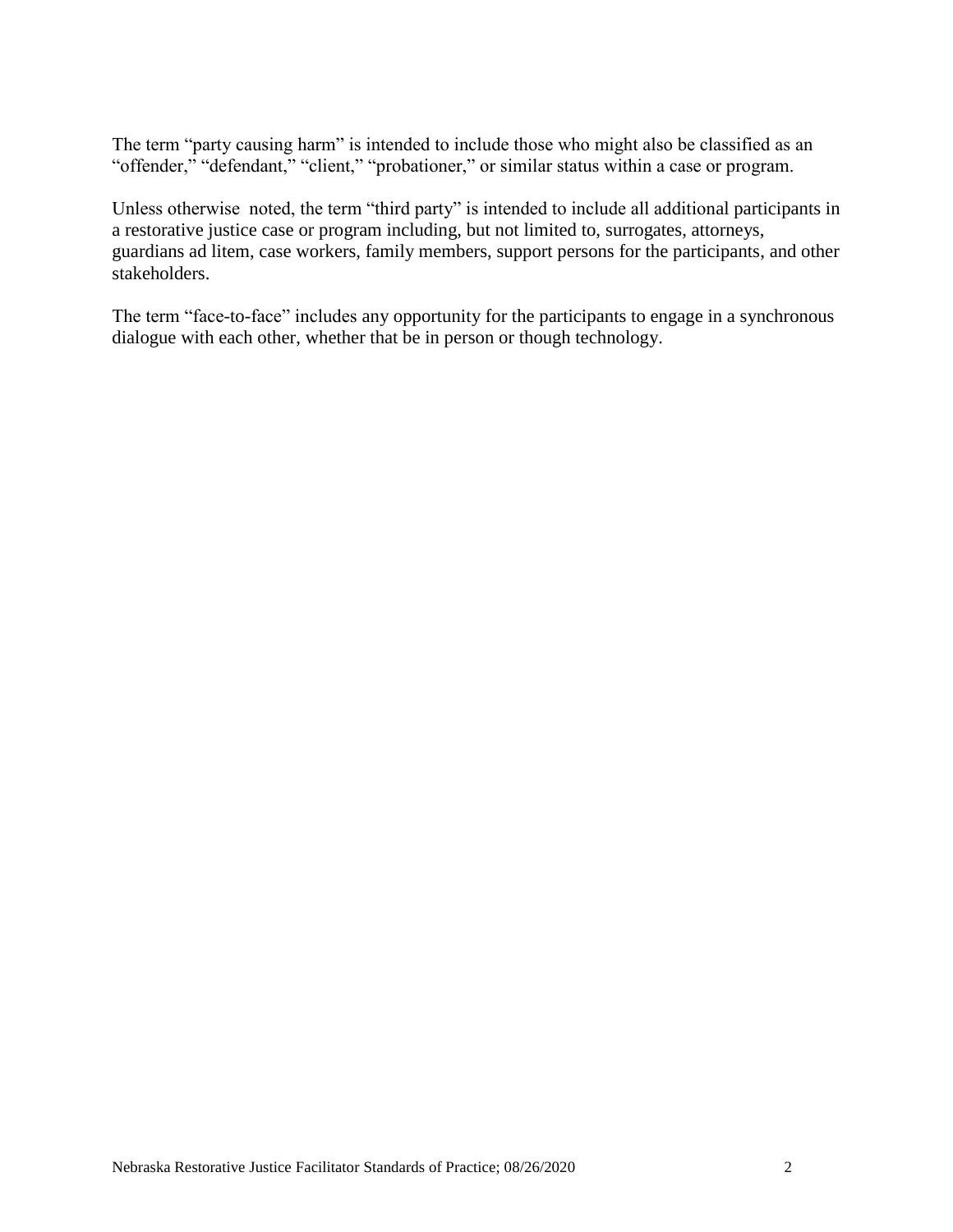The term "party causing harm" is intended to include those who might also be classified as an "offender," "defendant," "client," "probationer," or similar status within a case or program.

Unless otherwise noted, the term "third party" is intended to include all additional participants in a restorative justice case or program including, but not limited to, surrogates, attorneys, guardians ad litem, case workers, family members, support persons for the participants, and other stakeholders.

The term "face-to-face" includes any opportunity for the participants to engage in a synchronous dialogue with each other, whether that be in person or though technology.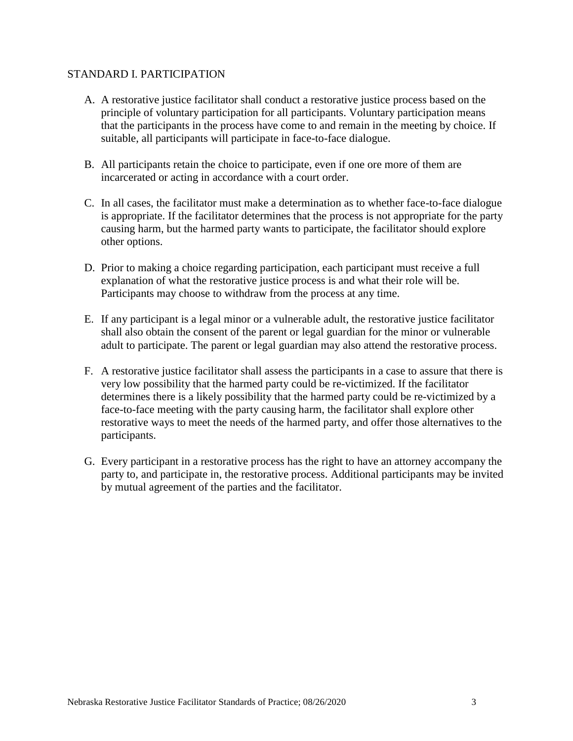## STANDARD I. PARTICIPATION

A. A restorative justice facilitator shall conduct a restorative justice process based on the principle of voluntary participation for all participants. Voluntary participation means that the participants in the process have come to and remain in the meeting by choice. If suitable, all participants will participate in face-to-face dialogue.

B. All participants retain the choice to participate, even if one ore more of them are incarcerated or acting in accordance with a court order.

C. In all cases, the facilitator must make a determination as to whether face-to-face dialogue is appropriate. If the facilitator determines that the process is not appropriate for the party causing harm, but the harmed party wants to participate, the facilitator should explore other options.

D. Prior to making a choice regarding participation, each participant must receive a full explanation of what the restorative justice process is and what their role will be. Participants may choose to withdraw from the process at any time.

E. If any participant is a legal minor or a vulnerable adult, the restorative justice facilitator shall also obtain the consent of the parent or legal guardian for the minor or vulnerable adult to participate. The parent or legal guardian may also attend the restorative process.

F. A restorative justice facilitator shall assess the participants in a case to assure that there is very low possibility that the harmed party could be re-victimized. If the facilitator determines there is a likely possibility that the harmed party could be re-victimized by a face-to-face meeting with the party causing harm, the facilitator shall explore other restorative ways to meet the needs of the harmed party, and offer those alternatives to the participants.

G. Every participant in a restorative process has the right to have an attorney accompany the party to, and participate in, the restorative process. Additional participants may be invited by mutual agreement of the parties and the facilitator.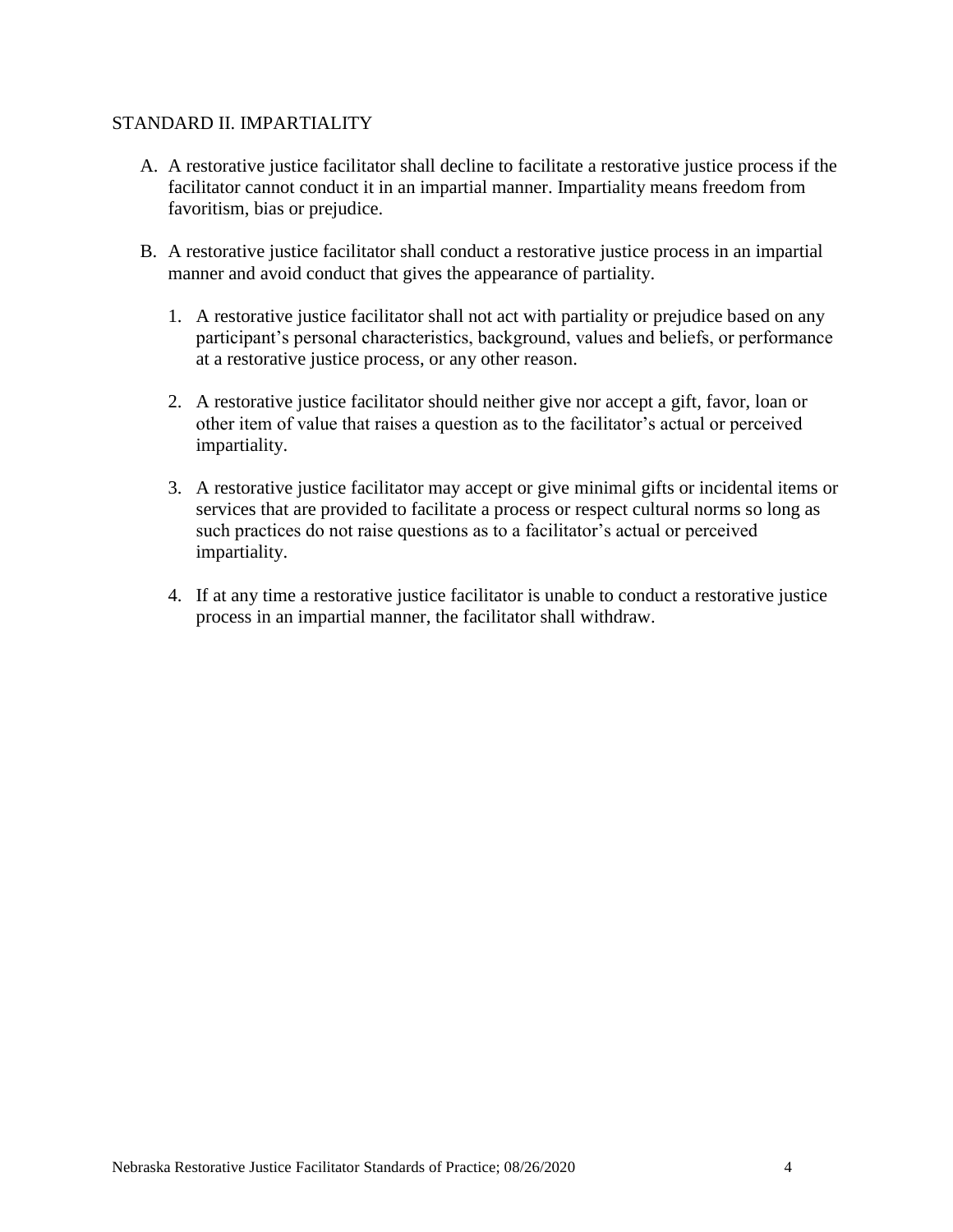## STANDARD II. IMPARTIALITY

A. A restorative justice facilitator shall decline to facilitate a restorative justice process if the facilitator cannot conduct it in an impartial manner. Impartiality means freedom from favoritism, bias or prejudice.

B. A restorative justice facilitator shall conduct a restorative justice process in an impartial manner and avoid conduct that gives the appearance of partiality.

   1. A restorative justice facilitator shall not act with partiality or prejudice based on any participant's personal characteristics, background, values and beliefs, or performance at a restorative justice process, or any other reason.

   2. A restorative justice facilitator should neither give nor accept a gift, favor, loan or other item of value that raises a question as to the facilitator's actual or perceived impartiality.

   3. A restorative justice facilitator may accept or give minimal gifts or incidental items or services that are provided to facilitate a process or respect cultural norms so long as such practices do not raise questions as to a facilitator's actual or perceived impartiality.

   4. If at any time a restorative justice facilitator is unable to conduct a restorative justice process in an impartial manner, the facilitator shall withdraw.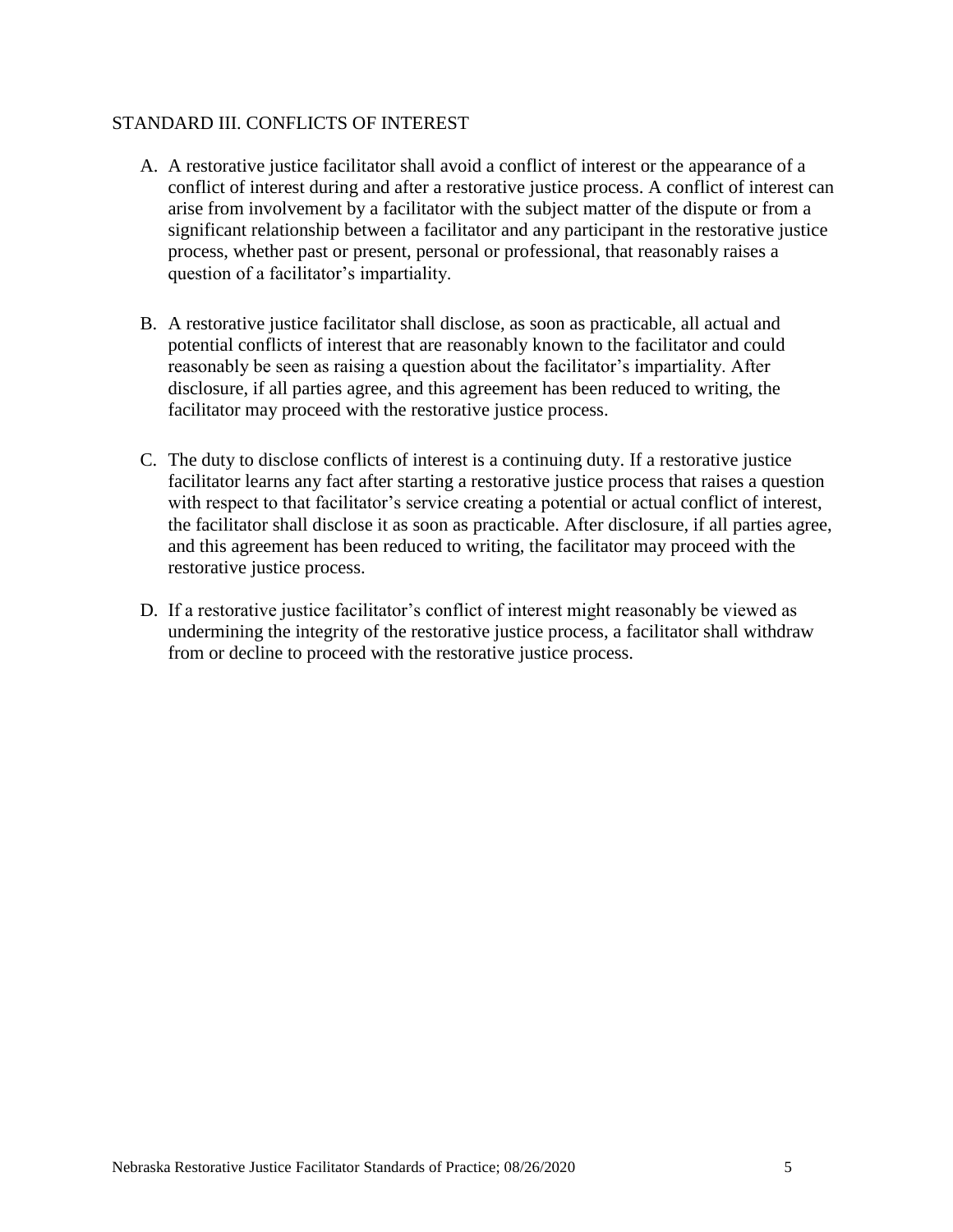## STANDARD III. CONFLICTS OF INTEREST

A. A restorative justice facilitator shall avoid a conflict of interest or the appearance of a conflict of interest during and after a restorative justice process. A conflict of interest can arise from involvement by a facilitator with the subject matter of the dispute or from a significant relationship between a facilitator and any participant in the restorative justice process, whether past or present, personal or professional, that reasonably raises a question of a facilitator's impartiality.

B. A restorative justice facilitator shall disclose, as soon as practicable, all actual and potential conflicts of interest that are reasonably known to the facilitator and could reasonably be seen as raising a question about the facilitator's impartiality. After disclosure, if all parties agree, and this agreement has been reduced to writing, the facilitator may proceed with the restorative justice process.

C. The duty to disclose conflicts of interest is a continuing duty. If a restorative justice facilitator learns any fact after starting a restorative justice process that raises a question with respect to that facilitator's service creating a potential or actual conflict of interest, the facilitator shall disclose it as soon as practicable. After disclosure, if all parties agree, and this agreement has been reduced to writing, the facilitator may proceed with the restorative justice process.

D. If a restorative justice facilitator's conflict of interest might reasonably be viewed as undermining the integrity of the restorative justice process, a facilitator shall withdraw from or decline to proceed with the restorative justice process.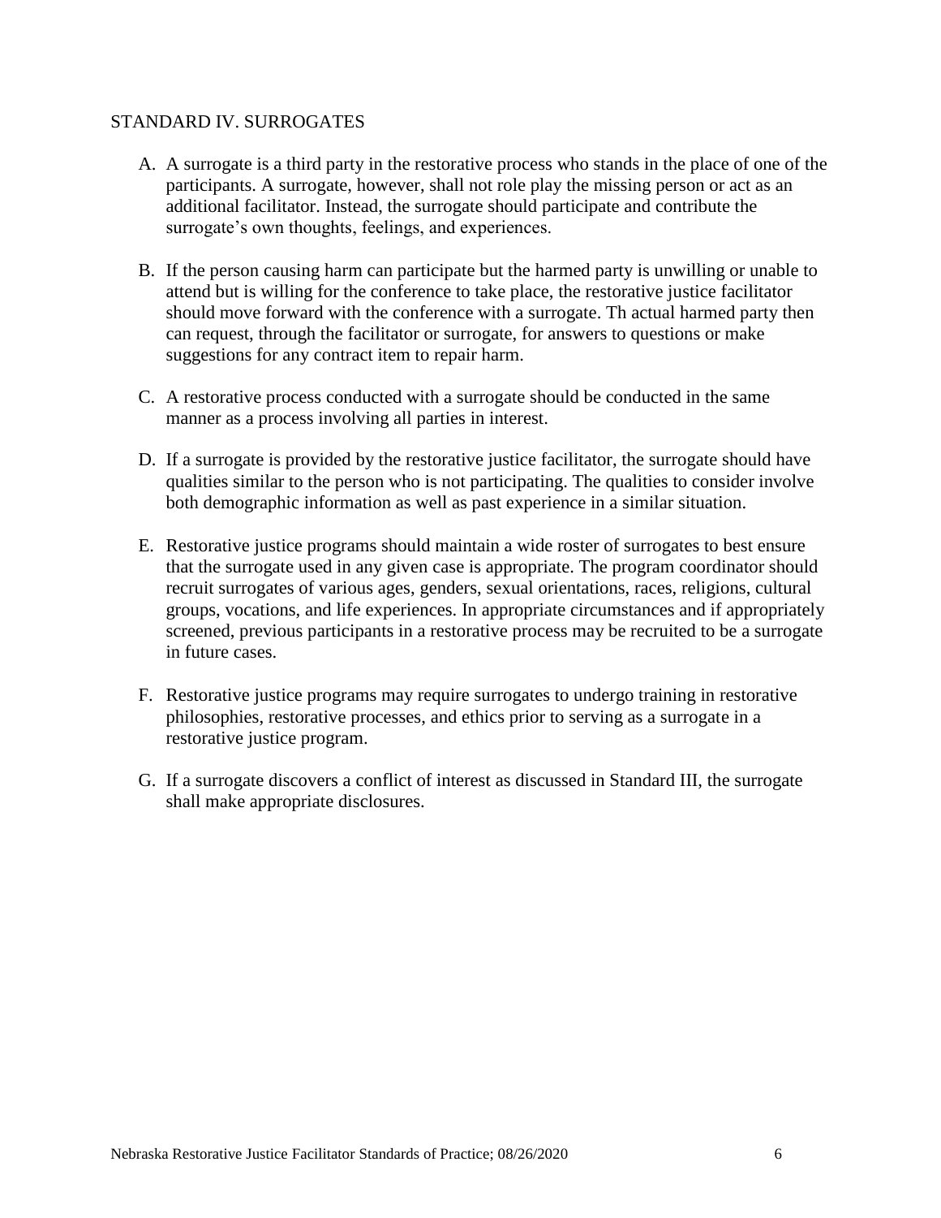## STANDARD IV. SURROGATES

A. A surrogate is a third party in the restorative process who stands in the place of one of the participants. A surrogate, however, shall not role play the missing person or act as an additional facilitator. Instead, the surrogate should participate and contribute the surrogate's own thoughts, feelings, and experiences.

B. If the person causing harm can participate but the harmed party is unwilling or unable to attend but is willing for the conference to take place, the restorative justice facilitator should move forward with the conference with a surrogate. Th actual harmed party then can request, through the facilitator or surrogate, for answers to questions or make suggestions for any contract item to repair harm.

C. A restorative process conducted with a surrogate should be conducted in the same manner as a process involving all parties in interest.

D. If a surrogate is provided by the restorative justice facilitator, the surrogate should have qualities similar to the person who is not participating. The qualities to consider involve both demographic information as well as past experience in a similar situation.

E. Restorative justice programs should maintain a wide roster of surrogates to best ensure that the surrogate used in any given case is appropriate. The program coordinator should recruit surrogates of various ages, genders, sexual orientations, races, religions, cultural groups, vocations, and life experiences. In appropriate circumstances and if appropriately screened, previous participants in a restorative process may be recruited to be a surrogate in future cases.

F. Restorative justice programs may require surrogates to undergo training in restorative philosophies, restorative processes, and ethics prior to serving as a surrogate in a restorative justice program.

G. If a surrogate discovers a conflict of interest as discussed in Standard III, the surrogate shall make appropriate disclosures.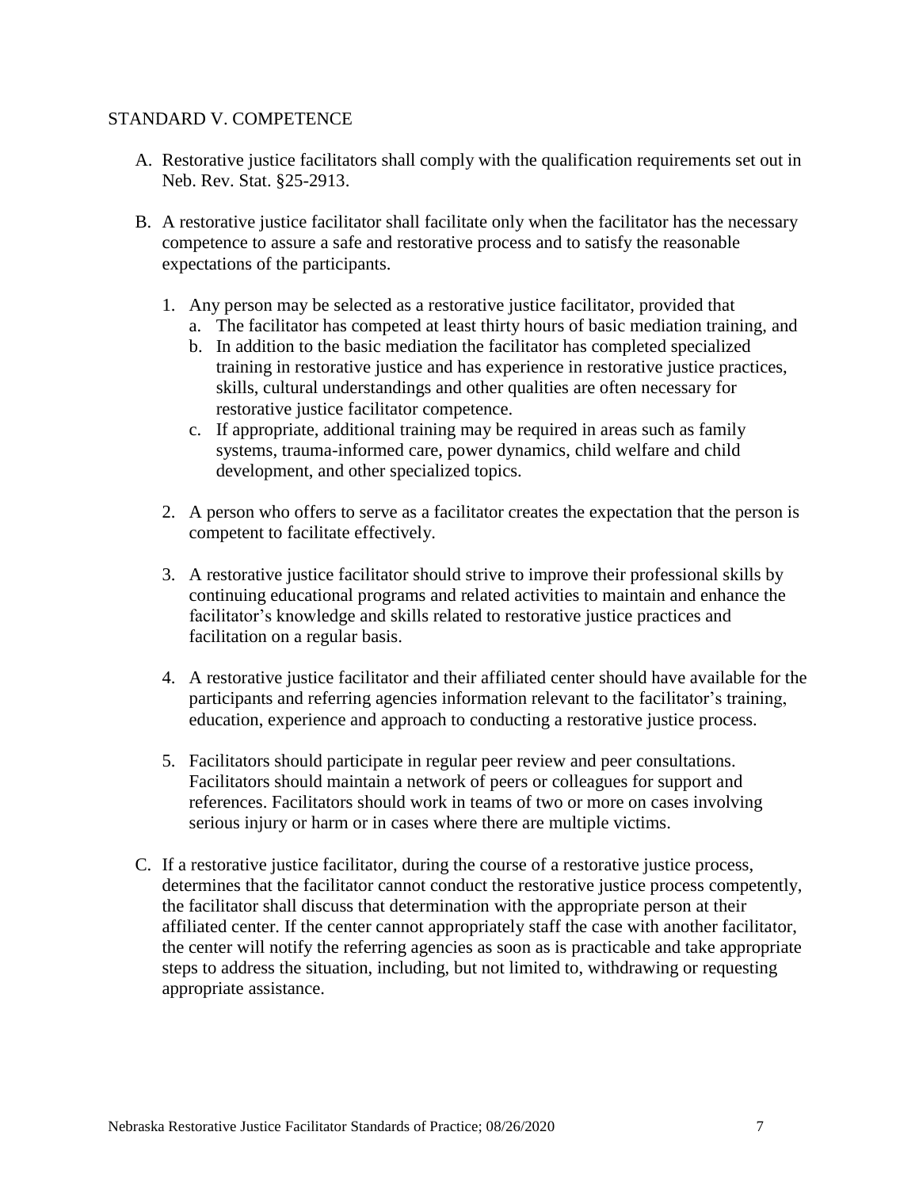## STANDARD V. COMPETENCE

A. Restorative justice facilitators shall comply with the qualification requirements set out in Neb. Rev. Stat. §25-2913.

B. A restorative justice facilitator shall facilitate only when the facilitator has the necessary competence to assure a safe and restorative process and to satisfy the reasonable expectations of the participants.

   1. Any person may be selected as a restorative justice facilitator, provided that
      a. The facilitator has competed at least thirty hours of basic mediation training, and
      b. In addition to the basic mediation the facilitator has completed specialized training in restorative justice and has experience in restorative justice practices, skills, cultural understandings and other qualities are often necessary for restorative justice facilitator competence.
      c. If appropriate, additional training may be required in areas such as family systems, trauma-informed care, power dynamics, child welfare and child development, and other specialized topics.

   2. A person who offers to serve as a facilitator creates the expectation that the person is competent to facilitate effectively.

   3. A restorative justice facilitator should strive to improve their professional skills by continuing educational programs and related activities to maintain and enhance the facilitator's knowledge and skills related to restorative justice practices and facilitation on a regular basis.

   4. A restorative justice facilitator and their affiliated center should have available for the participants and referring agencies information relevant to the facilitator's training, education, experience and approach to conducting a restorative justice process.

   5. Facilitators should participate in regular peer review and peer consultations. Facilitators should maintain a network of peers or colleagues for support and references. Facilitators should work in teams of two or more on cases involving serious injury or harm or in cases where there are multiple victims.

C. If a restorative justice facilitator, during the course of a restorative justice process, determines that the facilitator cannot conduct the restorative justice process competently, the facilitator shall discuss that determination with the appropriate person at their affiliated center. If the center cannot appropriately staff the case with another facilitator, the center will notify the referring agencies as soon as is practicable and take appropriate steps to address the situation, including, but not limited to, withdrawing or requesting appropriate assistance.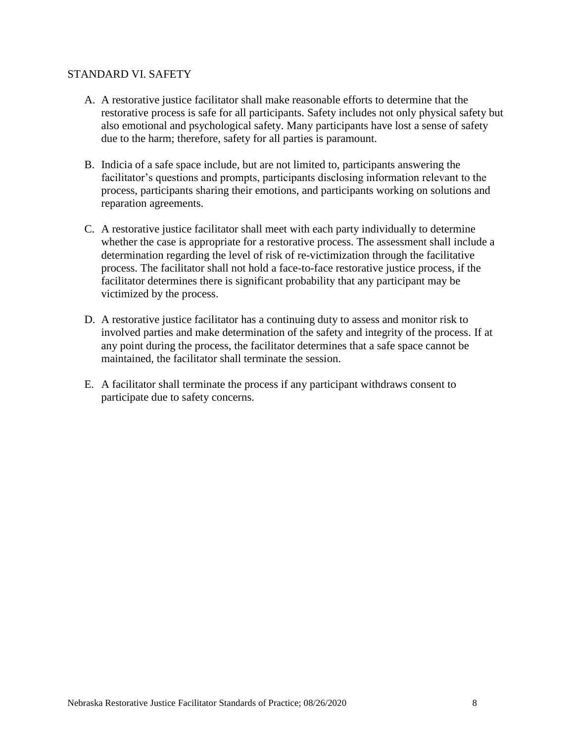## STANDARD VI. SAFETY

A. A restorative justice facilitator shall make reasonable efforts to determine that the restorative process is safe for all participants. Safety includes not only physical safety but also emotional and psychological safety. Many participants have lost a sense of safety due to the harm; therefore, safety for all parties is paramount.

B. Indicia of a safe space include, but are not limited to, participants answering the facilitator's questions and prompts, participants disclosing information relevant to the process, participants sharing their emotions, and participants working on solutions and reparation agreements.

C. A restorative justice facilitator shall meet with each party individually to determine whether the case is appropriate for a restorative process. The assessment shall include a determination regarding the level of risk of re-victimization through the facilitative process. The facilitator shall not hold a face-to-face restorative justice process, if the facilitator determines there is significant probability that any participant may be victimized by the process.

D. A restorative justice facilitator has a continuing duty to assess and monitor risk to involved parties and make determination of the safety and integrity of the process. If at any point during the process, the facilitator determines that a safe space cannot be maintained, the facilitator shall terminate the session.

E. A facilitator shall terminate the process if any participant withdraws consent to participate due to safety concerns.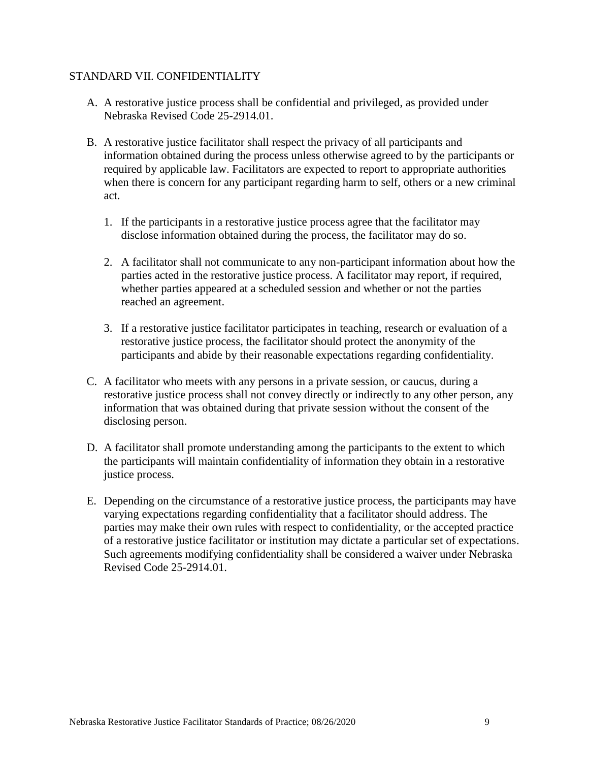## STANDARD VII. CONFIDENTIALITY

A. A restorative justice process shall be confidential and privileged, as provided under Nebraska Revised Code 25-2914.01.

B. A restorative justice facilitator shall respect the privacy of all participants and information obtained during the process unless otherwise agreed to by the participants or required by applicable law. Facilitators are expected to report to appropriate authorities when there is concern for any participant regarding harm to self, others or a new criminal act.

   1. If the participants in a restorative justice process agree that the facilitator may disclose information obtained during the process, the facilitator may do so.

   2. A facilitator shall not communicate to any non-participant information about how the parties acted in the restorative justice process. A facilitator may report, if required, whether parties appeared at a scheduled session and whether or not the parties reached an agreement.

   3. If a restorative justice facilitator participates in teaching, research or evaluation of a restorative justice process, the facilitator should protect the anonymity of the participants and abide by their reasonable expectations regarding confidentiality.

C. A facilitator who meets with any persons in a private session, or caucus, during a restorative justice process shall not convey directly or indirectly to any other person, any information that was obtained during that private session without the consent of the disclosing person.

D. A facilitator shall promote understanding among the participants to the extent to which the participants will maintain confidentiality of information they obtain in a restorative justice process.

E. Depending on the circumstance of a restorative justice process, the participants may have varying expectations regarding confidentiality that a facilitator should address. The parties may make their own rules with respect to confidentiality, or the accepted practice of a restorative justice facilitator or institution may dictate a particular set of expectations. Such agreements modifying confidentiality shall be considered a waiver under Nebraska Revised Code 25-2914.01.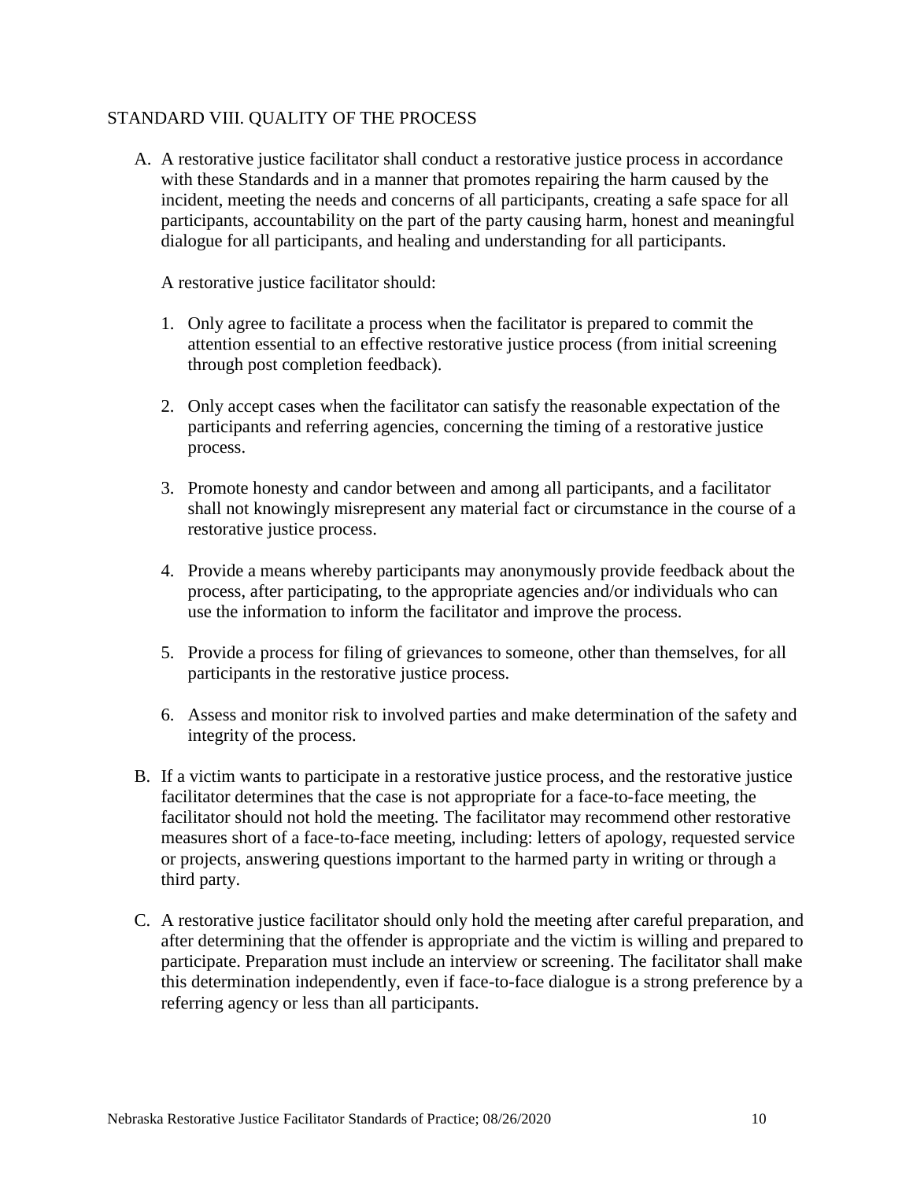## STANDARD VIII. QUALITY OF THE PROCESS

A. A restorative justice facilitator shall conduct a restorative justice process in accordance with these Standards and in a manner that promotes repairing the harm caused by the incident, meeting the needs and concerns of all participants, creating a safe space for all participants, accountability on the part of the party causing harm, honest and meaningful dialogue for all participants, and healing and understanding for all participants.

   A restorative justice facilitator should:

   1. Only agree to facilitate a process when the facilitator is prepared to commit the attention essential to an effective restorative justice process (from initial screening through post completion feedback).

   2. Only accept cases when the facilitator can satisfy the reasonable expectation of the participants and referring agencies, concerning the timing of a restorative justice process.

   3. Promote honesty and candor between and among all participants, and a facilitator shall not knowingly misrepresent any material fact or circumstance in the course of a restorative justice process.

   4. Provide a means whereby participants may anonymously provide feedback about the process, after participating, to the appropriate agencies and/or individuals who can use the information to inform the facilitator and improve the process.

   5. Provide a process for filing of grievances to someone, other than themselves, for all participants in the restorative justice process.

   6. Assess and monitor risk to involved parties and make determination of the safety and integrity of the process.

B. If a victim wants to participate in a restorative justice process, and the restorative justice facilitator determines that the case is not appropriate for a face-to-face meeting, the facilitator should not hold the meeting. The facilitator may recommend other restorative measures short of a face-to-face meeting, including: letters of apology, requested service or projects, answering questions important to the harmed party in writing or through a third party.

C. A restorative justice facilitator should only hold the meeting after careful preparation, and after determining that the offender is appropriate and the victim is willing and prepared to participate. Preparation must include an interview or screening. The facilitator shall make this determination independently, even if face-to-face dialogue is a strong preference by a referring agency or less than all participants.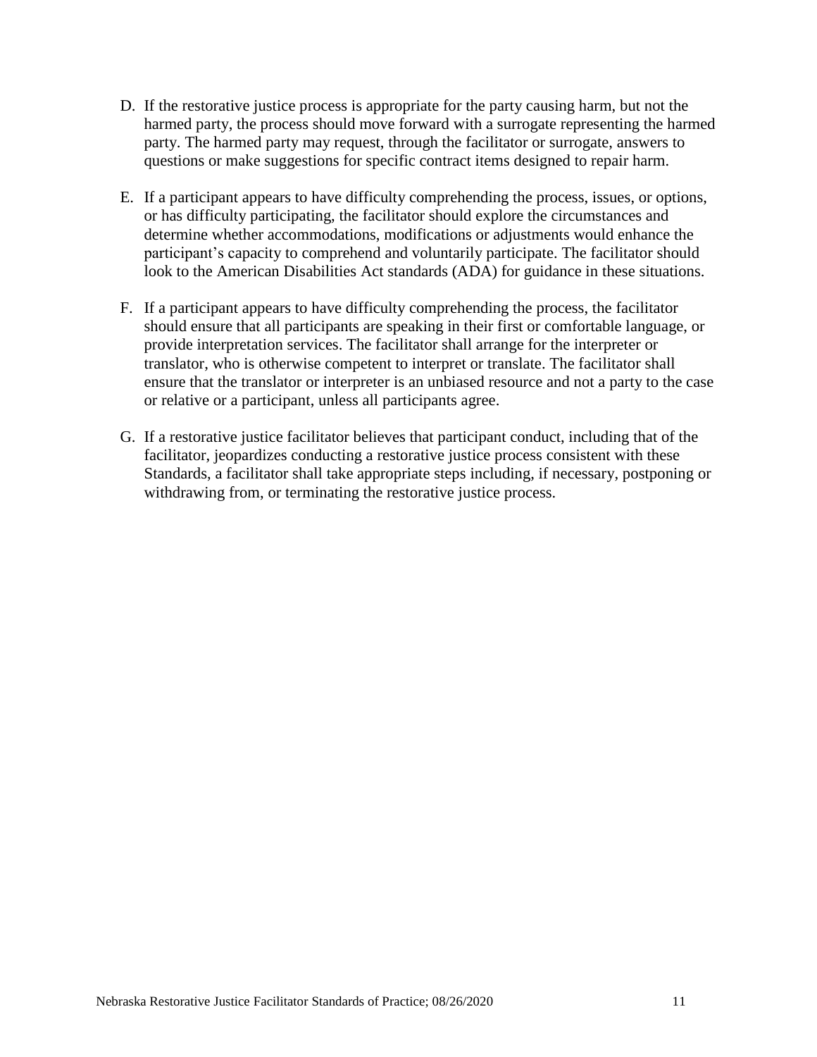D. If the restorative justice process is appropriate for the party causing harm, but not the harmed party, the process should move forward with a surrogate representing the harmed party. The harmed party may request, through the facilitator or surrogate, answers to questions or make suggestions for specific contract items designed to repair harm.

E. If a participant appears to have difficulty comprehending the process, issues, or options, or has difficulty participating, the facilitator should explore the circumstances and determine whether accommodations, modifications or adjustments would enhance the participant's capacity to comprehend and voluntarily participate. The facilitator should look to the American Disabilities Act standards (ADA) for guidance in these situations.

F. If a participant appears to have difficulty comprehending the process, the facilitator should ensure that all participants are speaking in their first or comfortable language, or provide interpretation services. The facilitator shall arrange for the interpreter or translator, who is otherwise competent to interpret or translate. The facilitator shall ensure that the translator or interpreter is an unbiased resource and not a party to the case or relative or a participant, unless all participants agree.

G. If a restorative justice facilitator believes that participant conduct, including that of the facilitator, jeopardizes conducting a restorative justice process consistent with these Standards, a facilitator shall take appropriate steps including, if necessary, postponing or withdrawing from, or terminating the restorative justice process.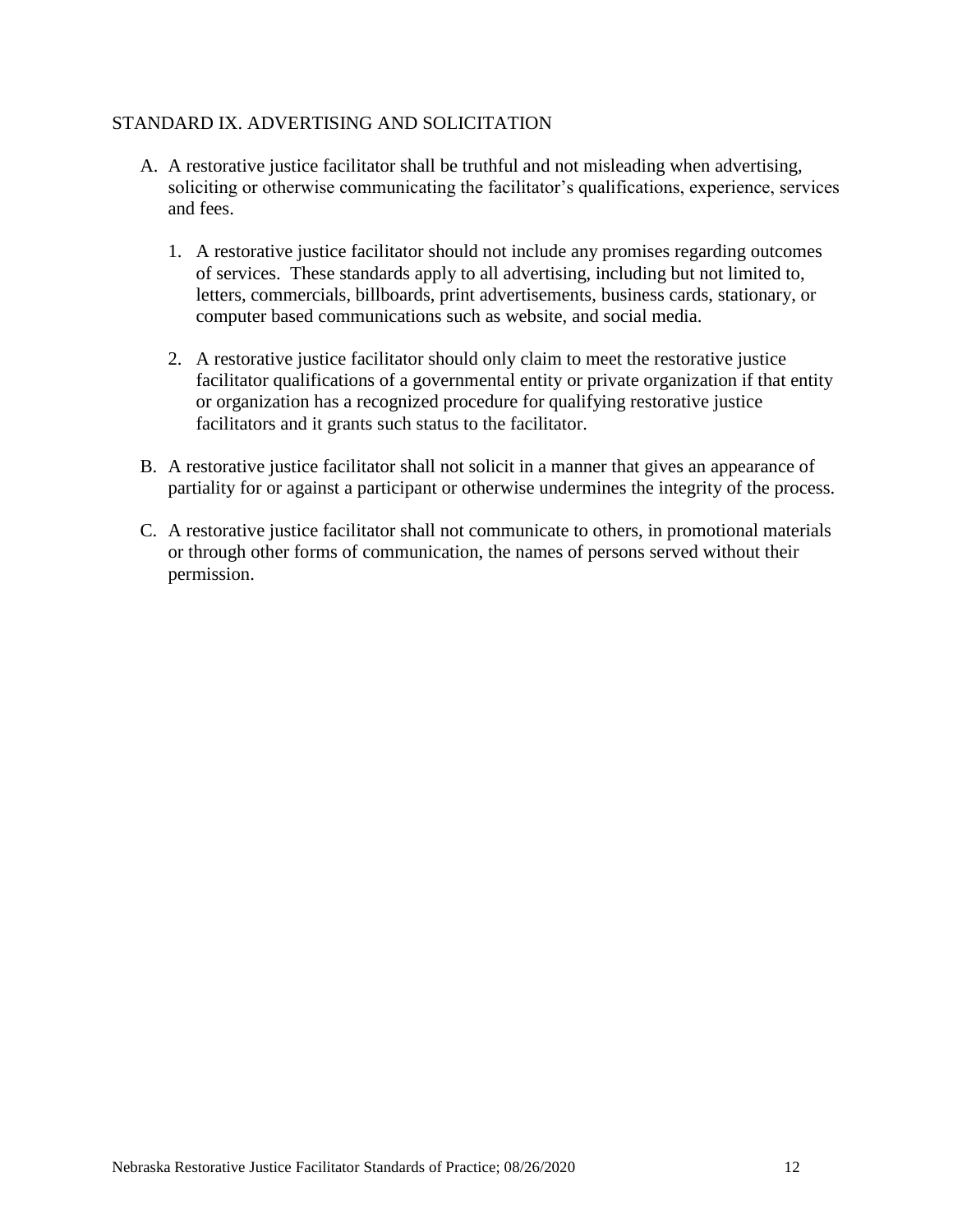## STANDARD IX. ADVERTISING AND SOLICITATION

A. A restorative justice facilitator shall be truthful and not misleading when advertising, soliciting or otherwise communicating the facilitator's qualifications, experience, services and fees.

   1. A restorative justice facilitator should not include any promises regarding outcomes of services. These standards apply to all advertising, including but not limited to, letters, commercials, billboards, print advertisements, business cards, stationary, or computer based communications such as website, and social media.

   2. A restorative justice facilitator should only claim to meet the restorative justice facilitator qualifications of a governmental entity or private organization if that entity or organization has a recognized procedure for qualifying restorative justice facilitators and it grants such status to the facilitator.

B. A restorative justice facilitator shall not solicit in a manner that gives an appearance of partiality for or against a participant or otherwise undermines the integrity of the process.

C. A restorative justice facilitator shall not communicate to others, in promotional materials or through other forms of communication, the names of persons served without their permission.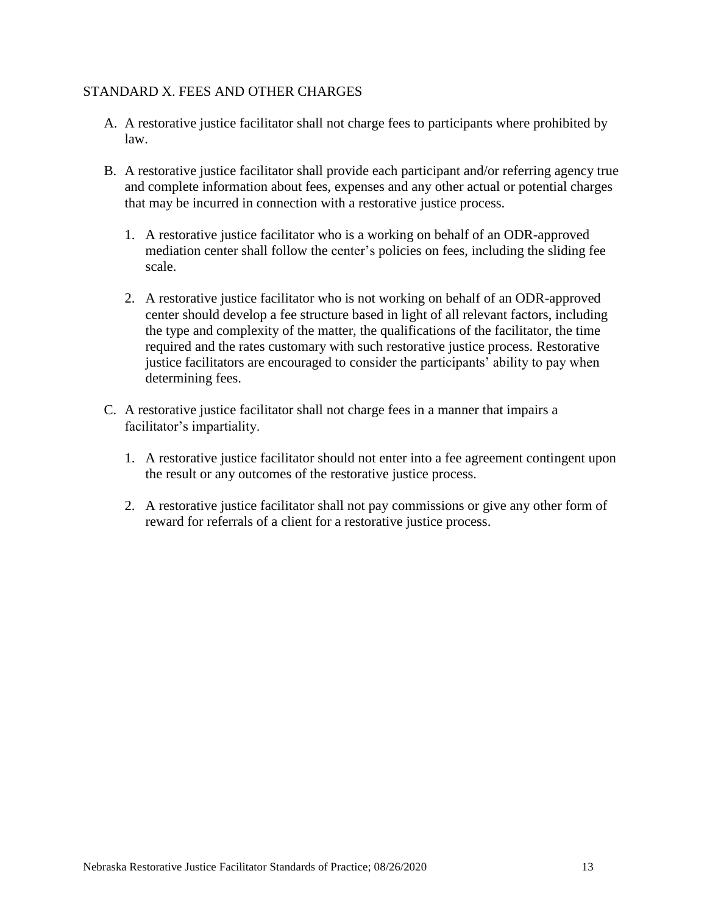## STANDARD X. FEES AND OTHER CHARGES

A. A restorative justice facilitator shall not charge fees to participants where prohibited by law.

B. A restorative justice facilitator shall provide each participant and/or referring agency true and complete information about fees, expenses and any other actual or potential charges that may be incurred in connection with a restorative justice process.

   1. A restorative justice facilitator who is a working on behalf of an ODR-approved mediation center shall follow the center's policies on fees, including the sliding fee scale.

   2. A restorative justice facilitator who is not working on behalf of an ODR-approved center should develop a fee structure based in light of all relevant factors, including the type and complexity of the matter, the qualifications of the facilitator, the time required and the rates customary with such restorative justice process. Restorative justice facilitators are encouraged to consider the participants' ability to pay when determining fees.

C. A restorative justice facilitator shall not charge fees in a manner that impairs a facilitator's impartiality.

   1. A restorative justice facilitator should not enter into a fee agreement contingent upon the result or any outcomes of the restorative justice process.

   2. A restorative justice facilitator shall not pay commissions or give any other form of reward for referrals of a client for a restorative justice process.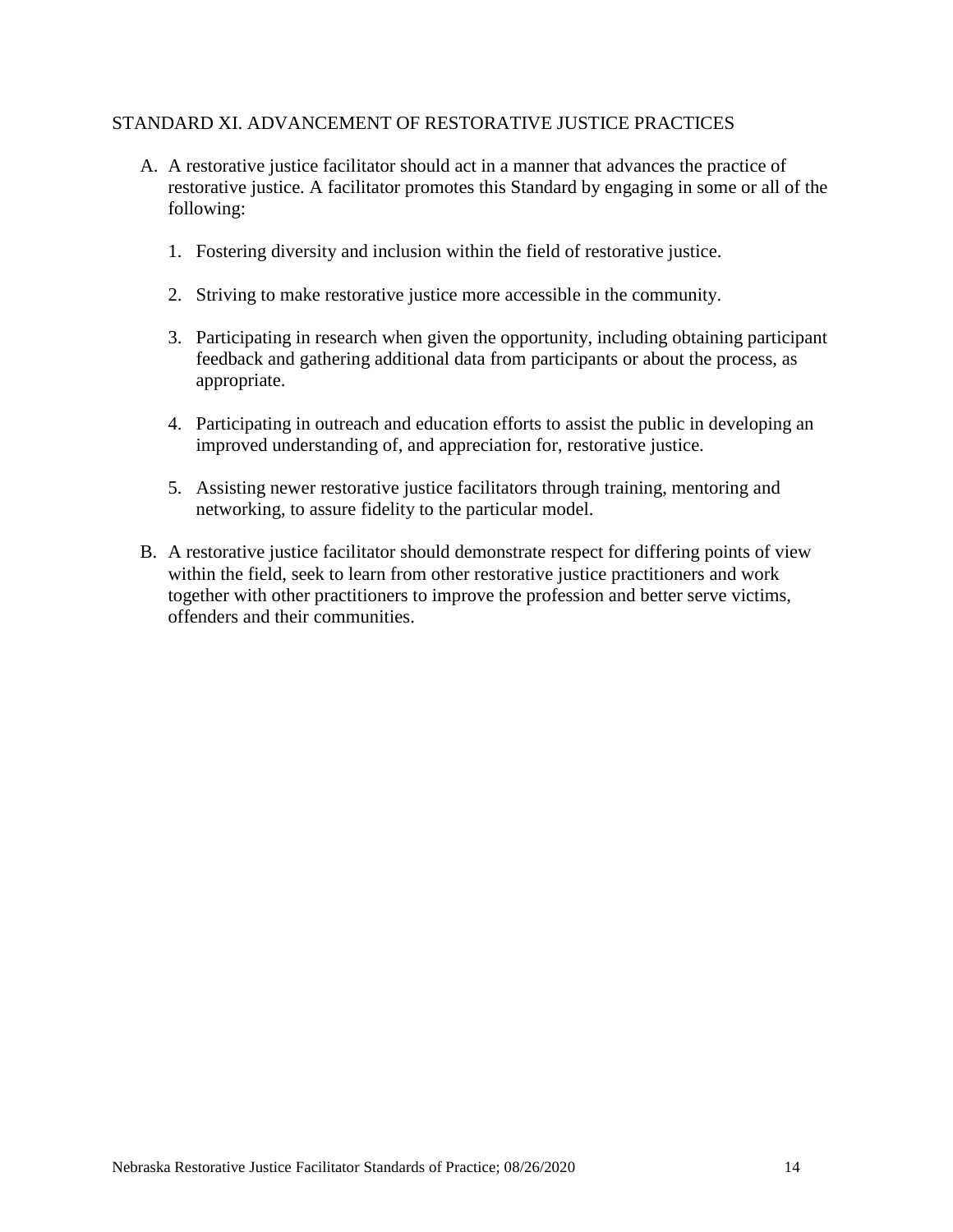## STANDARD XI. ADVANCEMENT OF RESTORATIVE JUSTICE PRACTICES

A. A restorative justice facilitator should act in a manner that advances the practice of restorative justice. A facilitator promotes this Standard by engaging in some or all of the following:

   1. Fostering diversity and inclusion within the field of restorative justice.

   2. Striving to make restorative justice more accessible in the community.

   3. Participating in research when given the opportunity, including obtaining participant feedback and gathering additional data from participants or about the process, as appropriate.

   4. Participating in outreach and education efforts to assist the public in developing an improved understanding of, and appreciation for, restorative justice.

   5. Assisting newer restorative justice facilitators through training, mentoring and networking, to assure fidelity to the particular model.

B. A restorative justice facilitator should demonstrate respect for differing points of view within the field, seek to learn from other restorative justice practitioners and work together with other practitioners to improve the profession and better serve victims, offenders and their communities.